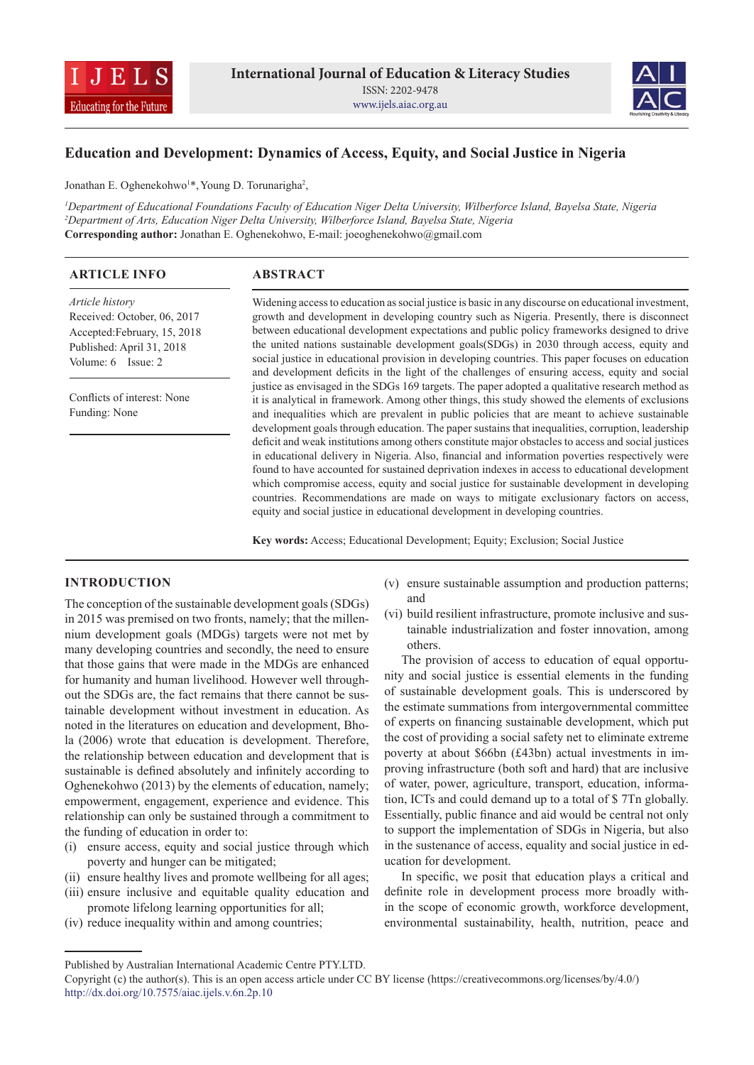# Education and Development: Dynamics of Access, Equity, and Social Justice in Nigeria

Jonathan E. Oghenekohwo[1]*, Young D. Torunarigha[2],

[1]*Department of Educational Foundations Faculty of Education Niger Delta University, Wilberforce Island, Bayelsa State, Nigeria*
[2]*Department of Arts, Education Niger Delta University, Wilberforce Island, Bayelsa State, Nigeria*
**Corresponding author:** Jonathan E. Oghenekohwo, E-mail: joeoghenekohwo@gmail.com

## ARTICLE INFO

*Article history*
Received: October, 06, 2017
Accepted:February, 15, 2018
Published: April 31, 2018
Volume: 6 Issue: 2

Conflicts of interest: None
Funding: None

## ABSTRACT

Widening access to education as social justice is basic in any discourse on educational investment, growth and development in developing country such as Nigeria. Presently, there is disconnect between educational development expectations and public policy frameworks designed to drive the united nations sustainable development goals(SDGs) in 2030 through access, equity and social justice in educational provision in developing countries. This paper focuses on education and development deficits in the light of the challenges of ensuring access, equity and social justice as envisaged in the SDGs 169 targets. The paper adopted a qualitative research method as it is analytical in framework. Among other things, this study showed the elements of exclusions and inequalities which are prevalent in public policies that are meant to achieve sustainable development goals through education. The paper sustains that inequalities, corruption, leadership deficit and weak institutions among others constitute major obstacles to access and social justices in educational delivery in Nigeria. Also, financial and information poverties respectively were found to have accounted for sustained deprivation indexes in access to educational development which compromise access, equity and social justice for sustainable development in developing countries. Recommendations are made on ways to mitigate exclusionary factors on access, equity and social justice in educational development in developing countries.

**Key words:** Access; Educational Development; Equity; Exclusion; Social Justice

## INTRODUCTION

The conception of the sustainable development goals (SDGs) in 2015 was premised on two fronts, namely; that the millennium development goals (MDGs) targets were not met by many developing countries and secondly, the need to ensure that those gains that were made in the MDGs are enhanced for humanity and human livelihood. However well throughout the SDGs are, the fact remains that there cannot be sustainable development without investment in education. As noted in the literatures on education and development, Bhola (2006) wrote that education is development. Therefore, the relationship between education and development that is sustainable is defined absolutely and infinitely according to Oghenekohwo (2013) by the elements of education, namely; empowerment, engagement, experience and evidence. This relationship can only be sustained through a commitment to the funding of education in order to:

(i) ensure access, equity and social justice through which poverty and hunger can be mitigated;
(ii) ensure healthy lives and promote wellbeing for all ages;
(iii) ensure inclusive and equitable quality education and promote lifelong learning opportunities for all;
(iv) reduce inequality within and among countries;
(v) ensure sustainable assumption and production patterns; and
(vi) build resilient infrastructure, promote inclusive and sustainable industrialization and foster innovation, among others.

The provision of access to education of equal opportunity and social justice is essential elements in the funding of sustainable development goals. This is underscored by the estimate summations from intergovernmental committee of experts on financing sustainable development, which put the cost of providing a social safety net to eliminate extreme poverty at about $66bn (£43bn) actual investments in improving infrastructure (both soft and hard) that are inclusive of water, power, agriculture, transport, education, information, ICTs and could demand up to a total of $ 7Tn globally. Essentially, public finance and aid would be central not only to support the implementation of SDGs in Nigeria, but also in the sustenance of access, equality and social justice in education for development.

In specific, we posit that education plays a critical and definite role in development process more broadly within the scope of economic growth, workforce development, environmental sustainability, health, nutrition, peace and

---

Published by Australian International Academic Centre PTY.LTD.
Copyright (c) the author(s). This is an open access article under CC BY license (https://creativecommons.org/licenses/by/4.0/)
http://dx.doi.org/10.7575/aiac.ijels.v.6n.2p.10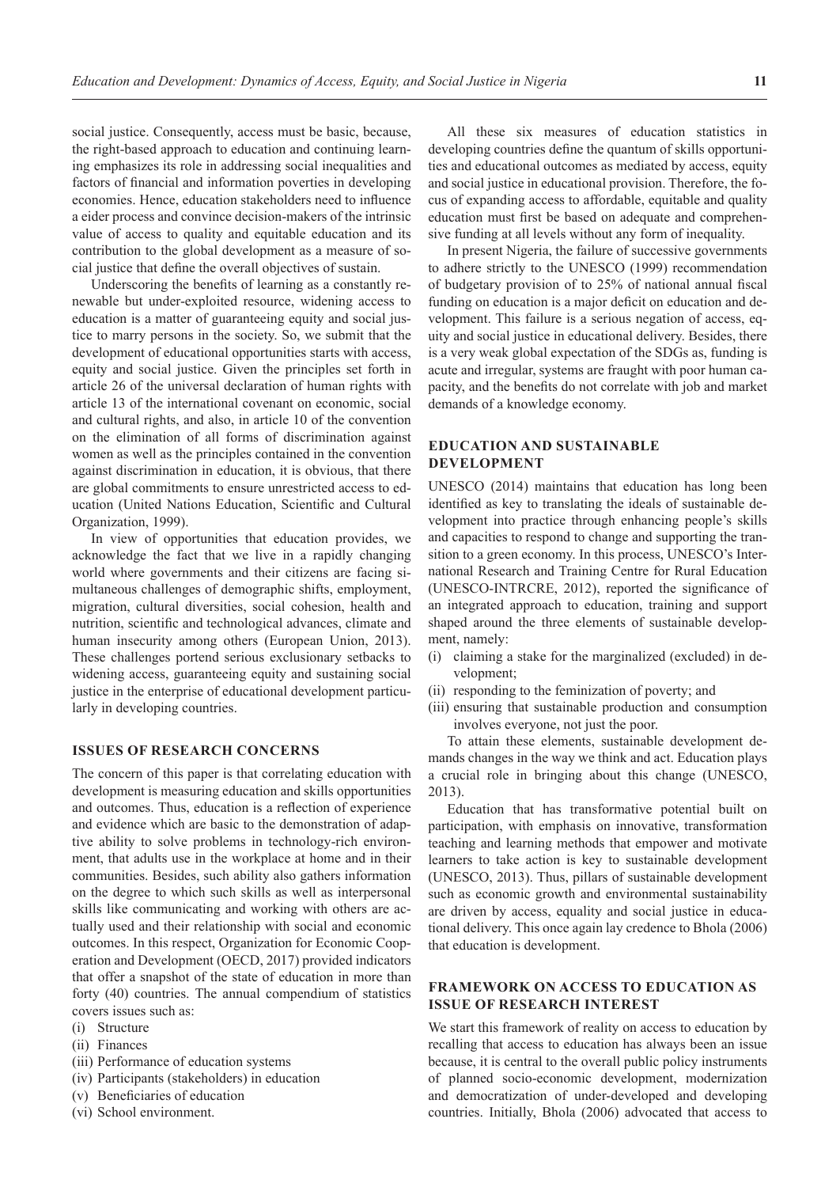social justice. Consequently, access must be basic, because, the right-based approach to education and continuing learning emphasizes its role in addressing social inequalities and factors of financial and information poverties in developing economies. Hence, education stakeholders need to influence a eider process and convince decision-makers of the intrinsic value of access to quality and equitable education and its contribution to the global development as a measure of social justice that define the overall objectives of sustain.

Underscoring the benefits of learning as a constantly renewable but under-exploited resource, widening access to education is a matter of guaranteeing equity and social justice to marry persons in the society. So, we submit that the development of educational opportunities starts with access, equity and social justice. Given the principles set forth in article 26 of the universal declaration of human rights with article 13 of the international covenant on economic, social and cultural rights, and also, in article 10 of the convention on the elimination of all forms of discrimination against women as well as the principles contained in the convention against discrimination in education, it is obvious, that there are global commitments to ensure unrestricted access to education (United Nations Education, Scientific and Cultural Organization, 1999).

In view of opportunities that education provides, we acknowledge the fact that we live in a rapidly changing world where governments and their citizens are facing simultaneous challenges of demographic shifts, employment, migration, cultural diversities, social cohesion, health and nutrition, scientific and technological advances, climate and human insecurity among others (European Union, 2013). These challenges portend serious exclusionary setbacks to widening access, guaranteeing equity and sustaining social justice in the enterprise of educational development particularly in developing countries.

## ISSUES OF RESEARCH CONCERNS

The concern of this paper is that correlating education with development is measuring education and skills opportunities and outcomes. Thus, education is a reflection of experience and evidence which are basic to the demonstration of adaptive ability to solve problems in technology-rich environment, that adults use in the workplace at home and in their communities. Besides, such ability also gathers information on the degree to which such skills as well as interpersonal skills like communicating and working with others are actually used and their relationship with social and economic outcomes. In this respect, Organization for Economic Cooperation and Development (OECD, 2017) provided indicators that offer a snapshot of the state of education in more than forty (40) countries. The annual compendium of statistics covers issues such as:

(i) Structure
(ii) Finances
(iii) Performance of education systems
(iv) Participants (stakeholders) in education
(v) Beneficiaries of education
(vi) School environment.

All these six measures of education statistics in developing countries define the quantum of skills opportunities and educational outcomes as mediated by access, equity and social justice in educational provision. Therefore, the focus of expanding access to affordable, equitable and quality education must first be based on adequate and comprehensive funding at all levels without any form of inequality.

In present Nigeria, the failure of successive governments to adhere strictly to the UNESCO (1999) recommendation of budgetary provision of to 25% of national annual fiscal funding on education is a major deficit on education and development. This failure is a serious negation of access, equity and social justice in educational delivery. Besides, there is a very weak global expectation of the SDGs as, funding is acute and irregular, systems are fraught with poor human capacity, and the benefits do not correlate with job and market demands of a knowledge economy.

## EDUCATION AND SUSTAINABLE DEVELOPMENT

UNESCO (2014) maintains that education has long been identified as key to translating the ideals of sustainable development into practice through enhancing people's skills and capacities to respond to change and supporting the transition to a green economy. In this process, UNESCO's International Research and Training Centre for Rural Education (UNESCO-INTRCRE, 2012), reported the significance of an integrated approach to education, training and support shaped around the three elements of sustainable development, namely:

(i) claiming a stake for the marginalized (excluded) in development;
(ii) responding to the feminization of poverty; and
(iii) ensuring that sustainable production and consumption involves everyone, not just the poor.

To attain these elements, sustainable development demands changes in the way we think and act. Education plays a crucial role in bringing about this change (UNESCO, 2013).

Education that has transformative potential built on participation, with emphasis on innovative, transformation teaching and learning methods that empower and motivate learners to take action is key to sustainable development (UNESCO, 2013). Thus, pillars of sustainable development such as economic growth and environmental sustainability are driven by access, equality and social justice in educational delivery. This once again lay credence to Bhola (2006) that education is development.

## FRAMEWORK ON ACCESS TO EDUCATION AS ISSUE OF RESEARCH INTEREST

We start this framework of reality on access to education by recalling that access to education has always been an issue because, it is central to the overall public policy instruments of planned socio-economic development, modernization and democratization of under-developed and developing countries. Initially, Bhola (2006) advocated that access to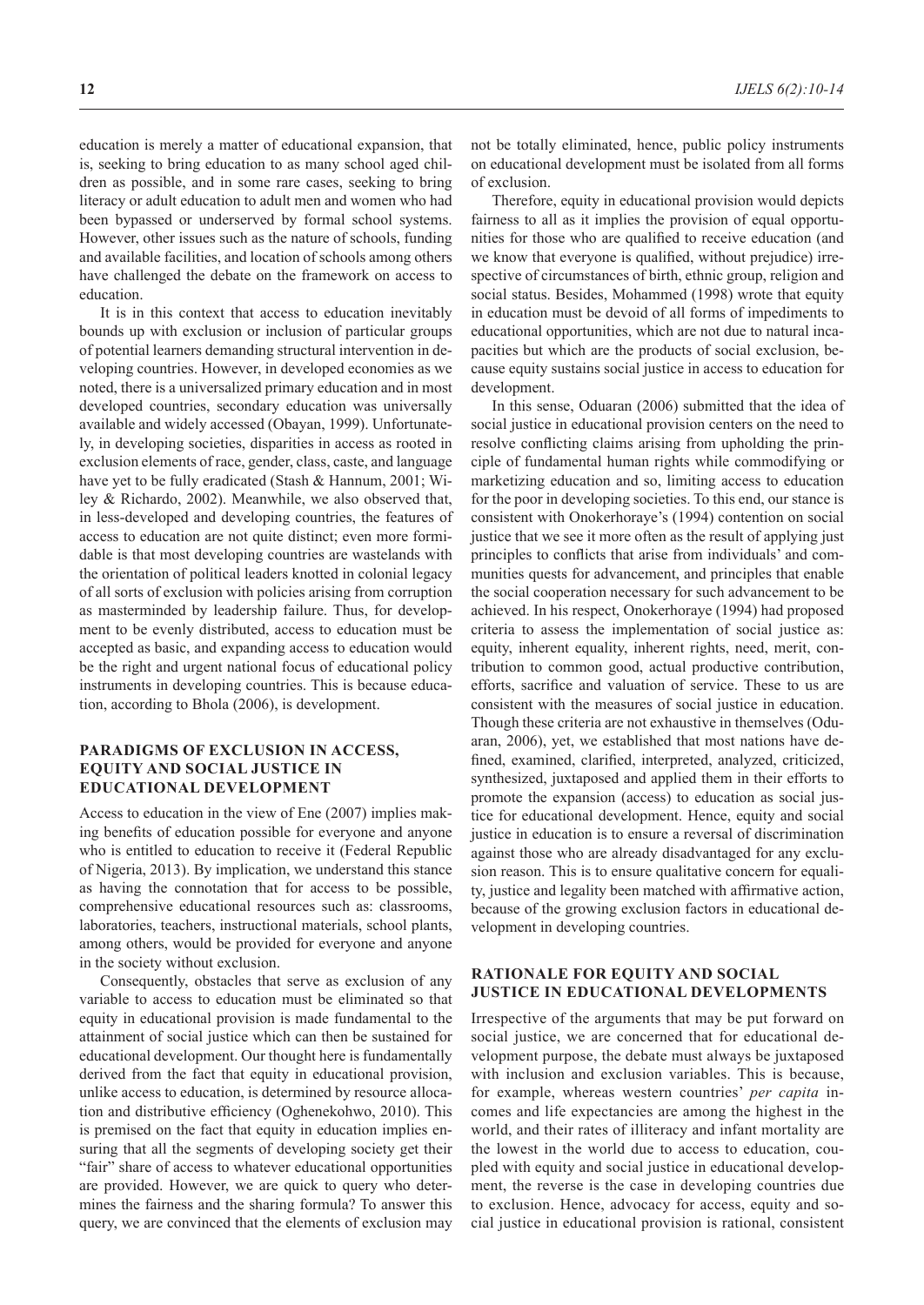education is merely a matter of educational expansion, that is, seeking to bring education to as many school aged children as possible, and in some rare cases, seeking to bring literacy or adult education to adult men and women who had been bypassed or underserved by formal school systems. However, other issues such as the nature of schools, funding and available facilities, and location of schools among others have challenged the debate on the framework on access to education.

It is in this context that access to education inevitably bounds up with exclusion or inclusion of particular groups of potential learners demanding structural intervention in developing countries. However, in developed economies as we noted, there is a universalized primary education and in most developed countries, secondary education was universally available and widely accessed (Obayan, 1999). Unfortunately, in developing societies, disparities in access as rooted in exclusion elements of race, gender, class, caste, and language have yet to be fully eradicated (Stash & Hannum, 2001; Wiley & Richardo, 2002). Meanwhile, we also observed that, in less-developed and developing countries, the features of access to education are not quite distinct; even more formidable is that most developing countries are wastelands with the orientation of political leaders knotted in colonial legacy of all sorts of exclusion with policies arising from corruption as masterminded by leadership failure. Thus, for development to be evenly distributed, access to education must be accepted as basic, and expanding access to education would be the right and urgent national focus of educational policy instruments in developing countries. This is because education, according to Bhola (2006), is development.

## PARADIGMS OF EXCLUSION IN ACCESS, EQUITY AND SOCIAL JUSTICE IN EDUCATIONAL DEVELOPMENT

Access to education in the view of Ene (2007) implies making benefits of education possible for everyone and anyone who is entitled to education to receive it (Federal Republic of Nigeria, 2013). By implication, we understand this stance as having the connotation that for access to be possible, comprehensive educational resources such as: classrooms, laboratories, teachers, instructional materials, school plants, among others, would be provided for everyone and anyone in the society without exclusion.

Consequently, obstacles that serve as exclusion of any variable to access to education must be eliminated so that equity in educational provision is made fundamental to the attainment of social justice which can then be sustained for educational development. Our thought here is fundamentally derived from the fact that equity in educational provision, unlike access to education, is determined by resource allocation and distributive efficiency (Oghenekohwo, 2010). This is premised on the fact that equity in education implies ensuring that all the segments of developing society get their "fair" share of access to whatever educational opportunities are provided. However, we are quick to query who determines the fairness and the sharing formula? To answer this query, we are convinced that the elements of exclusion may not be totally eliminated, hence, public policy instruments on educational development must be isolated from all forms of exclusion.

Therefore, equity in educational provision would depicts fairness to all as it implies the provision of equal opportunities for those who are qualified to receive education (and we know that everyone is qualified, without prejudice) irrespective of circumstances of birth, ethnic group, religion and social status. Besides, Mohammed (1998) wrote that equity in education must be devoid of all forms of impediments to educational opportunities, which are not due to natural incapacities but which are the products of social exclusion, because equity sustains social justice in access to education for development.

In this sense, Oduaran (2006) submitted that the idea of social justice in educational provision centers on the need to resolve conflicting claims arising from upholding the principle of fundamental human rights while commodifying or marketizing education and so, limiting access to education for the poor in developing societies. To this end, our stance is consistent with Onokerhoraye's (1994) contention on social justice that we see it more often as the result of applying just principles to conflicts that arise from individuals' and communities quests for advancement, and principles that enable the social cooperation necessary for such advancement to be achieved. In his respect, Onokerhoraye (1994) had proposed criteria to assess the implementation of social justice as: equity, inherent equality, inherent rights, need, merit, contribution to common good, actual productive contribution, efforts, sacrifice and valuation of service. These to us are consistent with the measures of social justice in education. Though these criteria are not exhaustive in themselves (Oduaran, 2006), yet, we established that most nations have defined, examined, clarified, interpreted, analyzed, criticized, synthesized, juxtaposed and applied them in their efforts to promote the expansion (access) to education as social justice for educational development. Hence, equity and social justice in education is to ensure a reversal of discrimination against those who are already disadvantaged for any exclusion reason. This is to ensure qualitative concern for equality, justice and legality been matched with affirmative action, because of the growing exclusion factors in educational development in developing countries.

## RATIONALE FOR EQUITY AND SOCIAL JUSTICE IN EDUCATIONAL DEVELOPMENTS

Irrespective of the arguments that may be put forward on social justice, we are concerned that for educational development purpose, the debate must always be juxtaposed with inclusion and exclusion variables. This is because, for example, whereas western countries' *per capita* incomes and life expectancies are among the highest in the world, and their rates of illiteracy and infant mortality are the lowest in the world due to access to education, coupled with equity and social justice in educational development, the reverse is the case in developing countries due to exclusion. Hence, advocacy for access, equity and social justice in educational provision is rational, consistent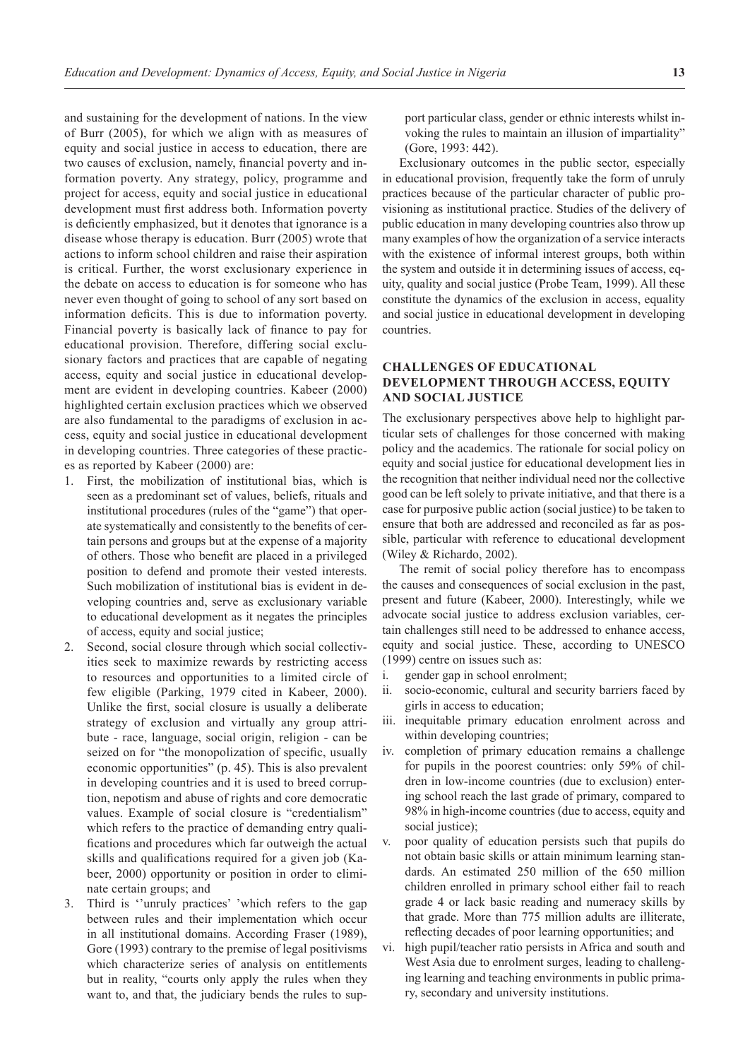and sustaining for the development of nations. In the view of Burr (2005), for which we align with as measures of equity and social justice in access to education, there are two causes of exclusion, namely, financial poverty and information poverty. Any strategy, policy, programme and project for access, equity and social justice in educational development must first address both. Information poverty is deficiently emphasized, but it denotes that ignorance is a disease whose therapy is education. Burr (2005) wrote that actions to inform school children and raise their aspiration is critical. Further, the worst exclusionary experience in the debate on access to education is for someone who has never even thought of going to school of any sort based on information deficits. This is due to information poverty. Financial poverty is basically lack of finance to pay for educational provision. Therefore, differing social exclusionary factors and practices that are capable of negating access, equity and social justice in educational development are evident in developing countries. Kabeer (2000) highlighted certain exclusion practices which we observed are also fundamental to the paradigms of exclusion in access, equity and social justice in educational development in developing countries. Three categories of these practices as reported by Kabeer (2000) are:

1. First, the mobilization of institutional bias, which is seen as a predominant set of values, beliefs, rituals and institutional procedures (rules of the "game") that operate systematically and consistently to the benefits of certain persons and groups but at the expense of a majority of others. Those who benefit are placed in a privileged position to defend and promote their vested interests. Such mobilization of institutional bias is evident in developing countries and, serve as exclusionary variable to educational development as it negates the principles of access, equity and social justice;
2. Second, social closure through which social collectivities seek to maximize rewards by restricting access to resources and opportunities to a limited circle of few eligible (Parking, 1979 cited in Kabeer, 2000). Unlike the first, social closure is usually a deliberate strategy of exclusion and virtually any group attribute - race, language, social origin, religion - can be seized on for "the monopolization of specific, usually economic opportunities" (p. 45). This is also prevalent in developing countries and it is used to breed corruption, nepotism and abuse of rights and core democratic values. Example of social closure is "credentialism" which refers to the practice of demanding entry qualifications and procedures which far outweigh the actual skills and qualifications required for a given job (Kabeer, 2000) opportunity or position in order to eliminate certain groups; and
3. Third is ''unruly practices' 'which refers to the gap between rules and their implementation which occur in all institutional domains. According Fraser (1989), Gore (1993) contrary to the premise of legal positivisms which characterize series of analysis on entitlements but in reality, "courts only apply the rules when they want to, and that, the judiciary bends the rules to support particular class, gender or ethnic interests whilst invoking the rules to maintain an illusion of impartiality" (Gore, 1993: 442).

Exclusionary outcomes in the public sector, especially in educational provision, frequently take the form of unruly practices because of the particular character of public provisioning as institutional practice. Studies of the delivery of public education in many developing countries also throw up many examples of how the organization of a service interacts with the existence of informal interest groups, both within the system and outside it in determining issues of access, equity, quality and social justice (Probe Team, 1999). All these constitute the dynamics of the exclusion in access, equality and social justice in educational development in developing countries.

## CHALLENGES OF EDUCATIONAL DEVELOPMENT THROUGH ACCESS, EQUITY AND SOCIAL JUSTICE

The exclusionary perspectives above help to highlight particular sets of challenges for those concerned with making policy and the academics. The rationale for social policy on equity and social justice for educational development lies in the recognition that neither individual need nor the collective good can be left solely to private initiative, and that there is a case for purposive public action (social justice) to be taken to ensure that both are addressed and reconciled as far as possible, particular with reference to educational development (Wiley & Richardo, 2002).

The remit of social policy therefore has to encompass the causes and consequences of social exclusion in the past, present and future (Kabeer, 2000). Interestingly, while we advocate social justice to address exclusion variables, certain challenges still need to be addressed to enhance access, equity and social justice. These, according to UNESCO (1999) centre on issues such as:

i. gender gap in school enrolment;
ii. socio-economic, cultural and security barriers faced by girls in access to education;
iii. inequitable primary education enrolment across and within developing countries;
iv. completion of primary education remains a challenge for pupils in the poorest countries: only 59% of children in low-income countries (due to exclusion) entering school reach the last grade of primary, compared to 98% in high-income countries (due to access, equity and social justice);
v. poor quality of education persists such that pupils do not obtain basic skills or attain minimum learning standards. An estimated 250 million of the 650 million children enrolled in primary school either fail to reach grade 4 or lack basic reading and numeracy skills by that grade. More than 775 million adults are illiterate, reflecting decades of poor learning opportunities; and
vi. high pupil/teacher ratio persists in Africa and south and West Asia due to enrolment surges, leading to challenging learning and teaching environments in public primary, secondary and university institutions.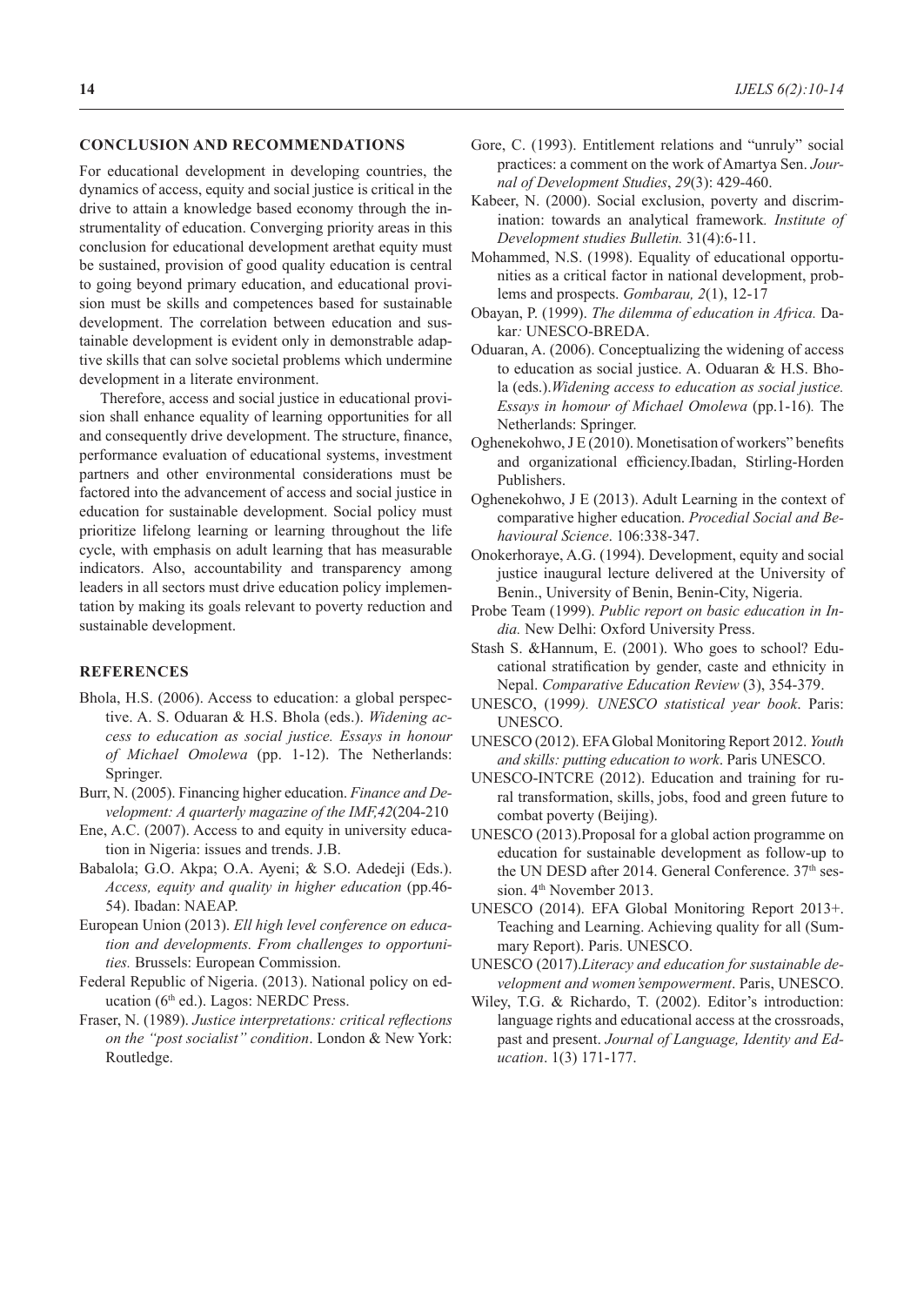## CONCLUSION AND RECOMMENDATIONS

For educational development in developing countries, the dynamics of access, equity and social justice is critical in the drive to attain a knowledge based economy through the instrumentality of education. Converging priority areas in this conclusion for educational development arethat equity must be sustained, provision of good quality education is central to going beyond primary education, and educational provision must be skills and competences based for sustainable development. The correlation between education and sustainable development is evident only in demonstrable adaptive skills that can solve societal problems which undermine development in a literate environment.

Therefore, access and social justice in educational provision shall enhance equality of learning opportunities for all and consequently drive development. The structure, finance, performance evaluation of educational systems, investment partners and other environmental considerations must be factored into the advancement of access and social justice in education for sustainable development. Social policy must prioritize lifelong learning or learning throughout the life cycle, with emphasis on adult learning that has measurable indicators. Also, accountability and transparency among leaders in all sectors must drive education policy implementation by making its goals relevant to poverty reduction and sustainable development.

## REFERENCES

Bhola, H.S. (2006). Access to education: a global perspective. A. S. Oduaran & H.S. Bhola (eds.). *Widening access to education as social justice. Essays in honour of Michael Omolewa* (pp. 1-12). The Netherlands: Springer.

Burr, N. (2005). Financing higher education. *Finance and Development: A quarterly magazine of the IMF,42*(204-210

Ene, A.C. (2007). Access to and equity in university education in Nigeria: issues and trends. J.B.

Babalola; G.O. Akpa; O.A. Ayeni; & S.O. Adedeji (Eds.). *Access, equity and quality in higher education* (pp.46-54). Ibadan: NAEAP.

European Union (2013). *Ell high level conference on education and developments. From challenges to opportunities.* Brussels: European Commission.

Federal Republic of Nigeria. (2013). National policy on education (6th ed.). Lagos: NERDC Press.

Fraser, N. (1989). *Justice interpretations: critical reflections on the "post socialist" condition*. London & New York: Routledge.

Gore, C. (1993). Entitlement relations and "unruly" social practices: a comment on the work of Amartya Sen. *Journal of Development Studies*, *29*(3): 429-460.

Kabeer, N. (2000). Social exclusion, poverty and discrimination: towards an analytical framework*. Institute of Development studies Bulletin.* 31(4):6-11.

Mohammed, N.S. (1998). Equality of educational opportunities as a critical factor in national development, problems and prospects. *Gombarau, 2*(1), 12-17

Obayan, P. (1999). *The dilemma of education in Africa.* Dakar*:* UNESCO-BREDA.

Oduaran, A. (2006). Conceptualizing the widening of access to education as social justice. A. Oduaran & H.S. Bhola (eds.).*Widening access to education as social justice. Essays in homour of Michael Omolewa* (pp.1-16)*.* The Netherlands: Springer.

Oghenekohwo, J E (2010). Monetisation of workers" benefits and organizational efficiency.Ibadan, Stirling-Horden Publishers.

Oghenekohwo, J E (2013). Adult Learning in the context of comparative higher education. *Procedial Social and Behavioural Science*. 106:338-347.

Onokerhoraye, A.G. (1994). Development, equity and social justice inaugural lecture delivered at the University of Benin., University of Benin, Benin-City, Nigeria.

Probe Team (1999). *Public report on basic education in India.* New Delhi: Oxford University Press.

Stash S. &Hannum, E. (2001). Who goes to school? Educational stratification by gender, caste and ethnicity in Nepal. *Comparative Education Review* (3), 354-379.

UNESCO, (1999*). UNESCO statistical year book*. Paris: UNESCO.

UNESCO (2012). EFA Global Monitoring Report 2012. *Youth and skills: putting education to work*. Paris UNESCO.

UNESCO-INTCRE (2012). Education and training for rural transformation, skills, jobs, food and green future to combat poverty (Beijing).

UNESCO (2013).Proposal for a global action programme on education for sustainable development as follow-up to the UN DESD after 2014. General Conference. 37th session. 4th November 2013.

UNESCO (2014). EFA Global Monitoring Report 2013+. Teaching and Learning. Achieving quality for all (Summary Report). Paris. UNESCO.

UNESCO (2017).*Literacy and education for sustainable development and women'sempowerment*. Paris, UNESCO.

Wiley, T.G. & Richardo, T. (2002). Editor's introduction: language rights and educational access at the crossroads, past and present. *Journal of Language, Identity and Education*. 1(3) 171-177.